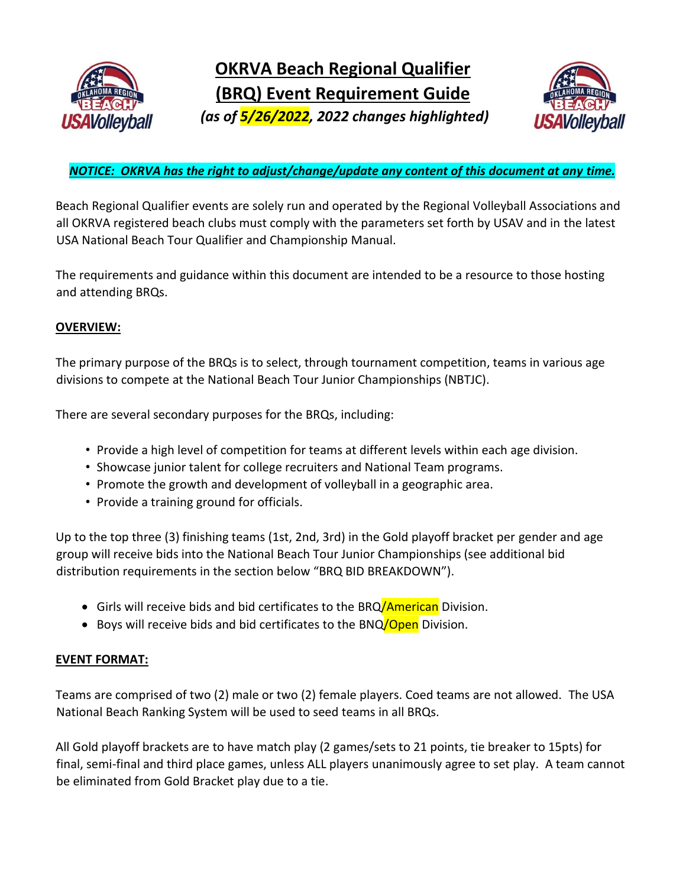# OKRVA Beach Regional Qualifier (BRQ) Event Requirement Guide

*(as of 5/26/2022, 2022 changes highlighted)*

***NOTICE: OKRVA has the right to adjust/change/update any content of this document at any time.***

Beach Regional Qualifier events are solely run and operated by the Regional Volleyball Associations and all OKRVA registered beach clubs must comply with the parameters set forth by USAV and in the latest USA National Beach Tour Qualifier and Championship Manual.

The requirements and guidance within this document are intended to be a resource to those hosting and attending BRQs.

## OVERVIEW:

The primary purpose of the BRQs is to select, through tournament competition, teams in various age divisions to compete at the National Beach Tour Junior Championships (NBTJC).

There are several secondary purposes for the BRQs, including:

- Provide a high level of competition for teams at different levels within each age division.
- Showcase junior talent for college recruiters and National Team programs.
- Promote the growth and development of volleyball in a geographic area.
- Provide a training ground for officials.

Up to the top three (3) finishing teams (1st, 2nd, 3rd) in the Gold playoff bracket per gender and age group will receive bids into the National Beach Tour Junior Championships (see additional bid distribution requirements in the section below "BRQ BID BREAKDOWN").

- Girls will receive bids and bid certificates to the BRQ/American Division.
- Boys will receive bids and bid certificates to the BNQ/Open Division.

## EVENT FORMAT:

Teams are comprised of two (2) male or two (2) female players. Coed teams are not allowed. The USA National Beach Ranking System will be used to seed teams in all BRQs.

All Gold playoff brackets are to have match play (2 games/sets to 21 points, tie breaker to 15pts) for final, semi-final and third place games, unless ALL players unanimously agree to set play. A team cannot be eliminated from Gold Bracket play due to a tie.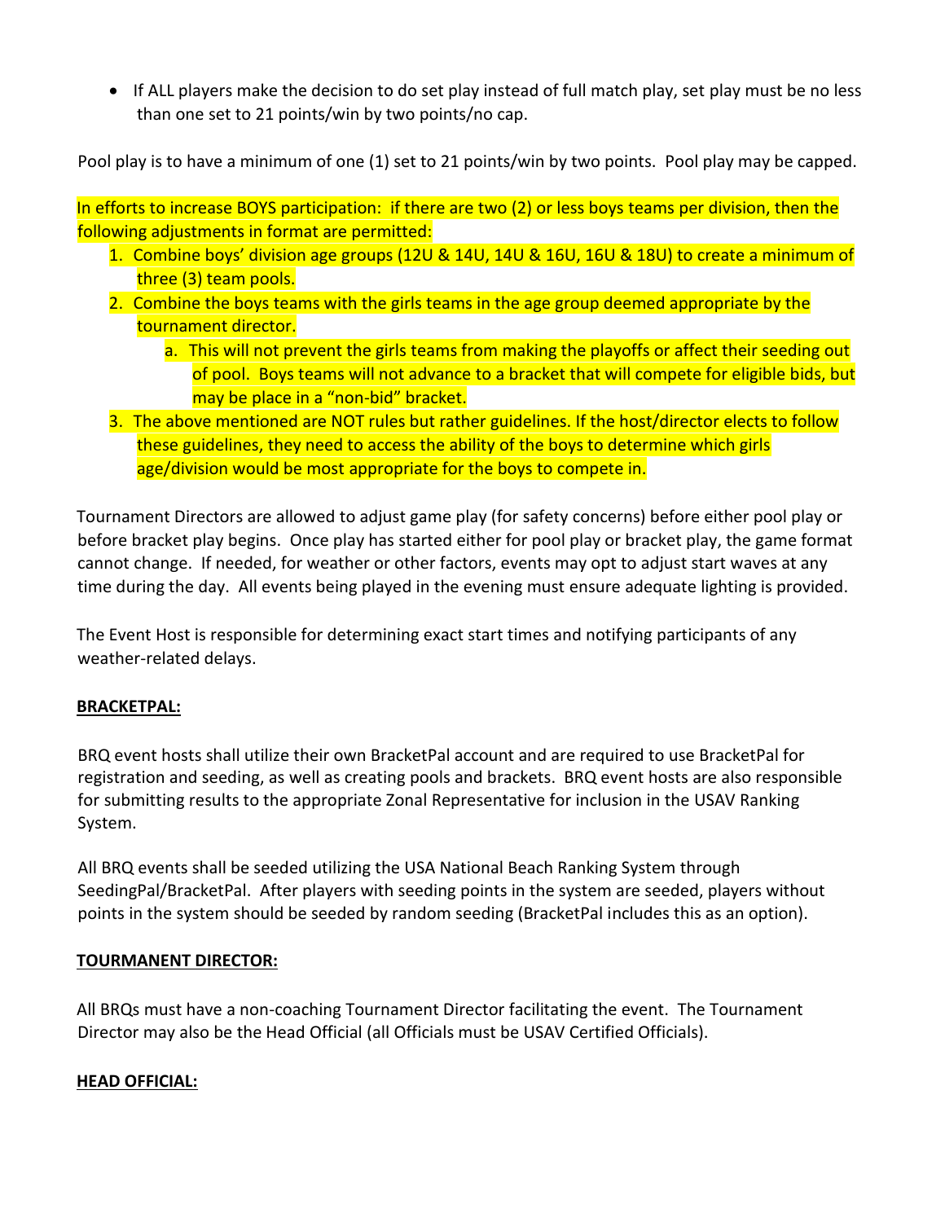- If ALL players make the decision to do set play instead of full match play, set play must be no less than one set to 21 points/win by two points/no cap.

Pool play is to have a minimum of one (1) set to 21 points/win by two points. Pool play may be capped.

In efforts to increase BOYS participation: if there are two (2) or less boys teams per division, then the following adjustments in format are permitted:

1. Combine boys' division age groups (12U & 14U, 14U & 16U, 16U & 18U) to create a minimum of three (3) team pools.
2. Combine the boys teams with the girls teams in the age group deemed appropriate by the tournament director.
   a. This will not prevent the girls teams from making the playoffs or affect their seeding out of pool. Boys teams will not advance to a bracket that will compete for eligible bids, but may be place in a "non-bid" bracket.
3. The above mentioned are NOT rules but rather guidelines. If the host/director elects to follow these guidelines, they need to access the ability of the boys to determine which girls age/division would be most appropriate for the boys to compete in.

Tournament Directors are allowed to adjust game play (for safety concerns) before either pool play or before bracket play begins. Once play has started either for pool play or bracket play, the game format cannot change. If needed, for weather or other factors, events may opt to adjust start waves at any time during the day. All events being played in the evening must ensure adequate lighting is provided.

The Event Host is responsible for determining exact start times and notifying participants of any weather-related delays.

**BRACKETPAL:**

BRQ event hosts shall utilize their own BracketPal account and are required to use BracketPal for registration and seeding, as well as creating pools and brackets. BRQ event hosts are also responsible for submitting results to the appropriate Zonal Representative for inclusion in the USAV Ranking System.

All BRQ events shall be seeded utilizing the USA National Beach Ranking System through SeedingPal/BracketPal. After players with seeding points in the system are seeded, players without points in the system should be seeded by random seeding (BracketPal includes this as an option).

**TOURMANENT DIRECTOR:**

All BRQs must have a non-coaching Tournament Director facilitating the event. The Tournament Director may also be the Head Official (all Officials must be USAV Certified Officials).

**HEAD OFFICIAL:**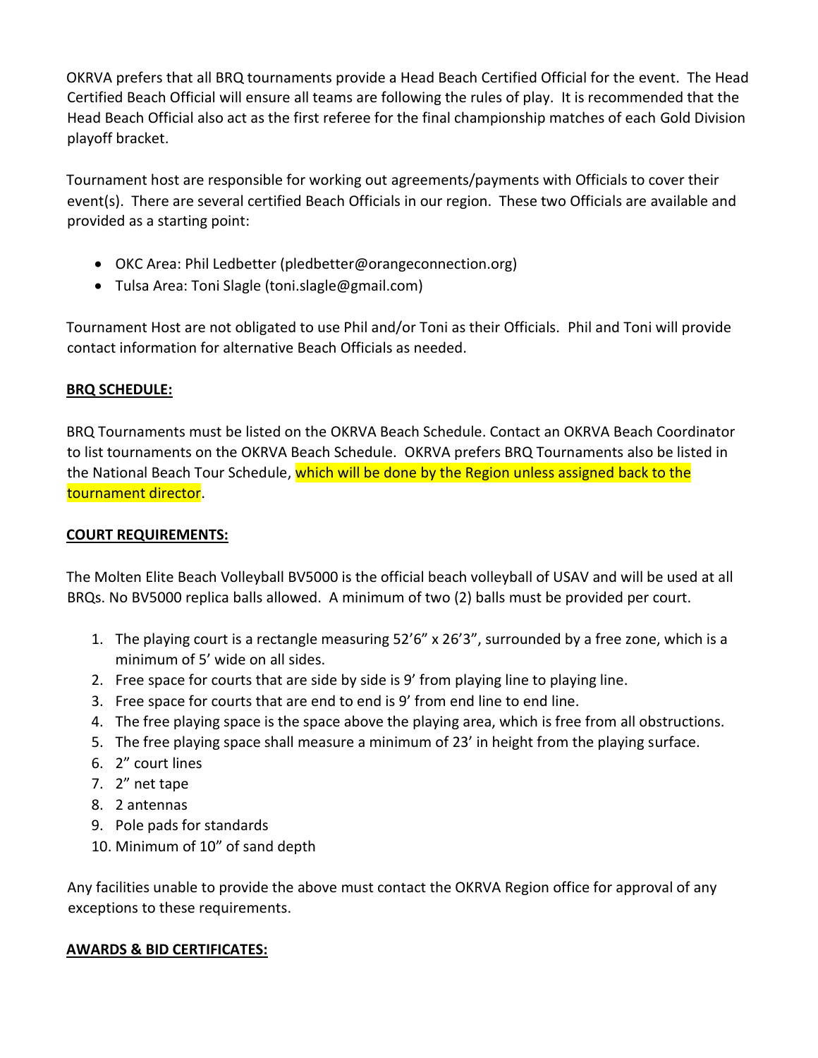OKRVA prefers that all BRQ tournaments provide a Head Beach Certified Official for the event. The Head Certified Beach Official will ensure all teams are following the rules of play. It is recommended that the Head Beach Official also act as the first referee for the final championship matches of each Gold Division playoff bracket.

Tournament host are responsible for working out agreements/payments with Officials to cover their event(s). There are several certified Beach Officials in our region. These two Officials are available and provided as a starting point:

- OKC Area: Phil Ledbetter (pledbetter@orangeconnection.org)
- Tulsa Area: Toni Slagle (toni.slagle@gmail.com)

Tournament Host are not obligated to use Phil and/or Toni as their Officials. Phil and Toni will provide contact information for alternative Beach Officials as needed.

**BRQ SCHEDULE:**

BRQ Tournaments must be listed on the OKRVA Beach Schedule. Contact an OKRVA Beach Coordinator to list tournaments on the OKRVA Beach Schedule. OKRVA prefers BRQ Tournaments also be listed in the National Beach Tour Schedule, which will be done by the Region unless assigned back to the tournament director.

**COURT REQUIREMENTS:**

The Molten Elite Beach Volleyball BV5000 is the official beach volleyball of USAV and will be used at all BRQs. No BV5000 replica balls allowed. A minimum of two (2) balls must be provided per court.

1. The playing court is a rectangle measuring 52'6" x 26'3", surrounded by a free zone, which is a minimum of 5' wide on all sides.
2. Free space for courts that are side by side is 9' from playing line to playing line.
3. Free space for courts that are end to end is 9' from end line to end line.
4. The free playing space is the space above the playing area, which is free from all obstructions.
5. The free playing space shall measure a minimum of 23' in height from the playing surface.
6. 2" court lines
7. 2" net tape
8. 2 antennas
9. Pole pads for standards
10. Minimum of 10" of sand depth

Any facilities unable to provide the above must contact the OKRVA Region office for approval of any exceptions to these requirements.

**AWARDS & BID CERTIFICATES:**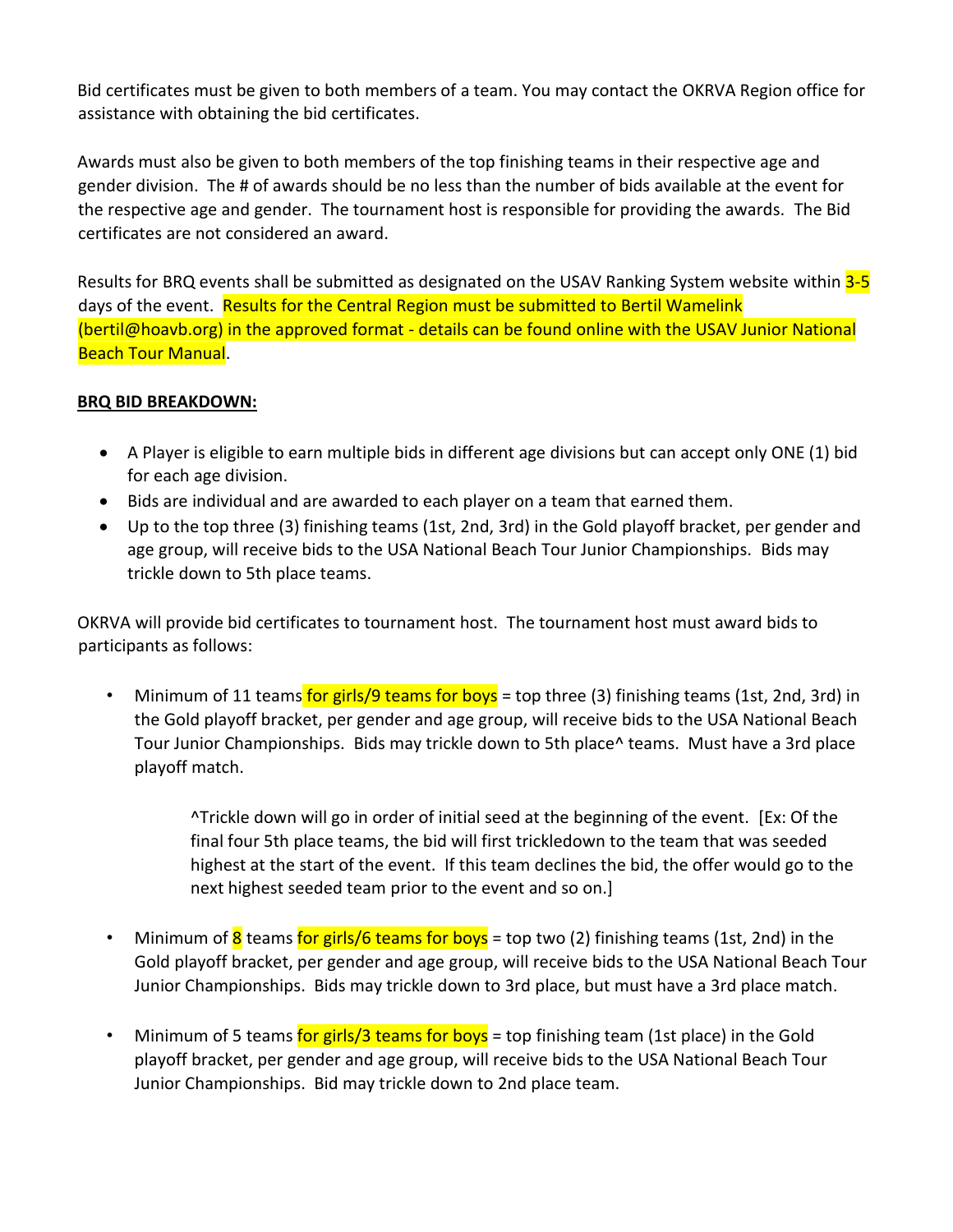Bid certificates must be given to both members of a team. You may contact the OKRVA Region office for assistance with obtaining the bid certificates.

Awards must also be given to both members of the top finishing teams in their respective age and gender division. The # of awards should be no less than the number of bids available at the event for the respective age and gender. The tournament host is responsible for providing the awards. The Bid certificates are not considered an award.

Results for BRQ events shall be submitted as designated on the USAV Ranking System website within 3-5 days of the event. Results for the Central Region must be submitted to Bertil Wamelink (bertil@hoavb.org) in the approved format - details can be found online with the USAV Junior National Beach Tour Manual.

**BRQ BID BREAKDOWN:**

- A Player is eligible to earn multiple bids in different age divisions but can accept only ONE (1) bid for each age division.
- Bids are individual and are awarded to each player on a team that earned them.
- Up to the top three (3) finishing teams (1st, 2nd, 3rd) in the Gold playoff bracket, per gender and age group, will receive bids to the USA National Beach Tour Junior Championships. Bids may trickle down to 5th place teams.

OKRVA will provide bid certificates to tournament host. The tournament host must award bids to participants as follows:

- Minimum of 11 teams for girls/9 teams for boys = top three (3) finishing teams (1st, 2nd, 3rd) in the Gold playoff bracket, per gender and age group, will receive bids to the USA National Beach Tour Junior Championships. Bids may trickle down to 5th place^ teams. Must have a 3rd place playoff match.

  ^Trickle down will go in order of initial seed at the beginning of the event. [Ex: Of the final four 5th place teams, the bid will first trickledown to the team that was seeded highest at the start of the event. If this team declines the bid, the offer would go to the next highest seeded team prior to the event and so on.]

- Minimum of 8 teams for girls/6 teams for boys = top two (2) finishing teams (1st, 2nd) in the Gold playoff bracket, per gender and age group, will receive bids to the USA National Beach Tour Junior Championships. Bids may trickle down to 3rd place, but must have a 3rd place match.

- Minimum of 5 teams for girls/3 teams for boys = top finishing team (1st place) in the Gold playoff bracket, per gender and age group, will receive bids to the USA National Beach Tour Junior Championships. Bid may trickle down to 2nd place team.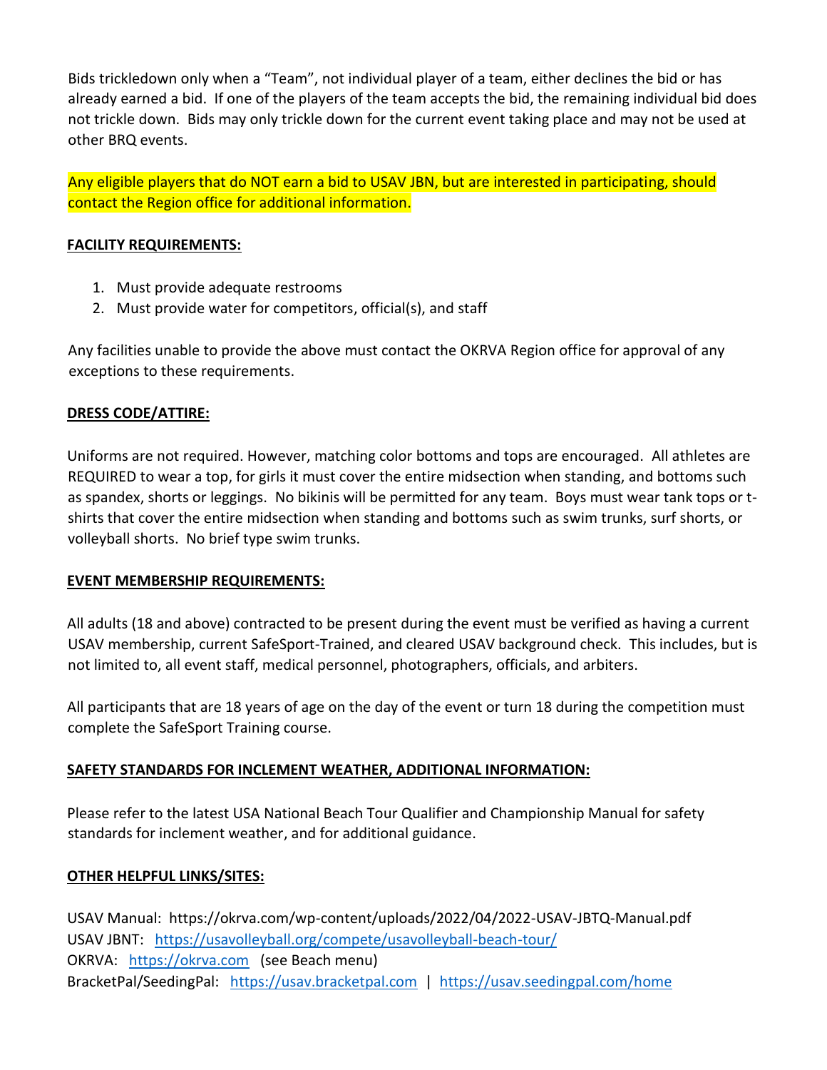Bids trickledown only when a "Team", not individual player of a team, either declines the bid or has already earned a bid. If one of the players of the team accepts the bid, the remaining individual bid does not trickle down. Bids may only trickle down for the current event taking place and may not be used at other BRQ events.

Any eligible players that do NOT earn a bid to USAV JBN, but are interested in participating, should contact the Region office for additional information.

**FACILITY REQUIREMENTS:**

1. Must provide adequate restrooms
2. Must provide water for competitors, official(s), and staff

Any facilities unable to provide the above must contact the OKRVA Region office for approval of any exceptions to these requirements.

**DRESS CODE/ATTIRE:**

Uniforms are not required. However, matching color bottoms and tops are encouraged. All athletes are REQUIRED to wear a top, for girls it must cover the entire midsection when standing, and bottoms such as spandex, shorts or leggings. No bikinis will be permitted for any team. Boys must wear tank tops or t-shirts that cover the entire midsection when standing and bottoms such as swim trunks, surf shorts, or volleyball shorts. No brief type swim trunks.

**EVENT MEMBERSHIP REQUIREMENTS:**

All adults (18 and above) contracted to be present during the event must be verified as having a current USAV membership, current SafeSport-Trained, and cleared USAV background check. This includes, but is not limited to, all event staff, medical personnel, photographers, officials, and arbiters.

All participants that are 18 years of age on the day of the event or turn 18 during the competition must complete the SafeSport Training course.

**SAFETY STANDARDS FOR INCLEMENT WEATHER, ADDITIONAL INFORMATION:**

Please refer to the latest USA National Beach Tour Qualifier and Championship Manual for safety standards for inclement weather, and for additional guidance.

**OTHER HELPFUL LINKS/SITES:**

USAV Manual: https://okrva.com/wp-content/uploads/2022/04/2022-USAV-JBTQ-Manual.pdf
USAV JBNT: https://usavolleyball.org/compete/usavolleyball-beach-tour/
OKRVA: https://okrva.com (see Beach menu)
BracketPal/SeedingPal: https://usav.bracketpal.com | https://usav.seedingpal.com/home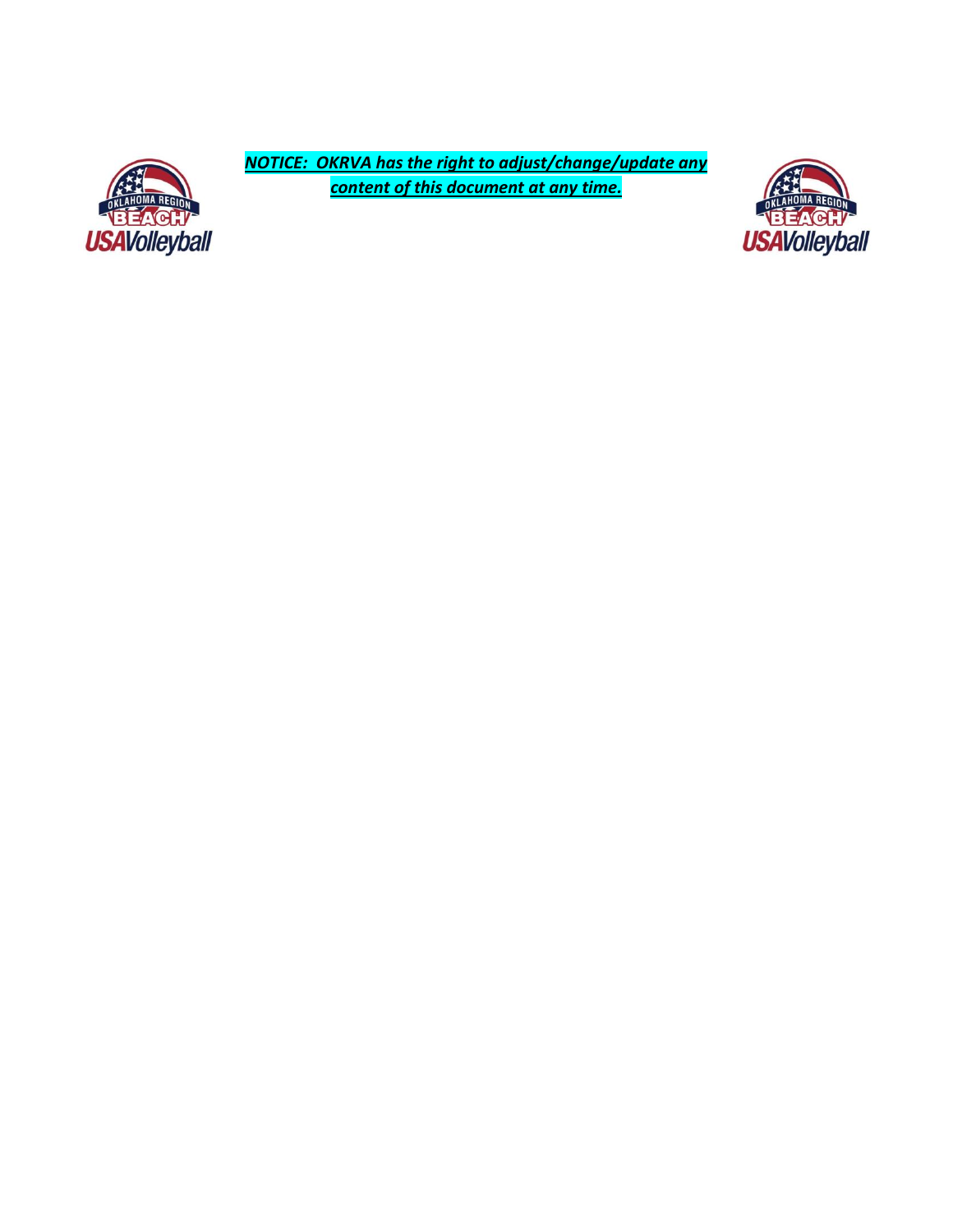***NOTICE: OKRVA has the right to adjust/change/update any content of this document at any time.***